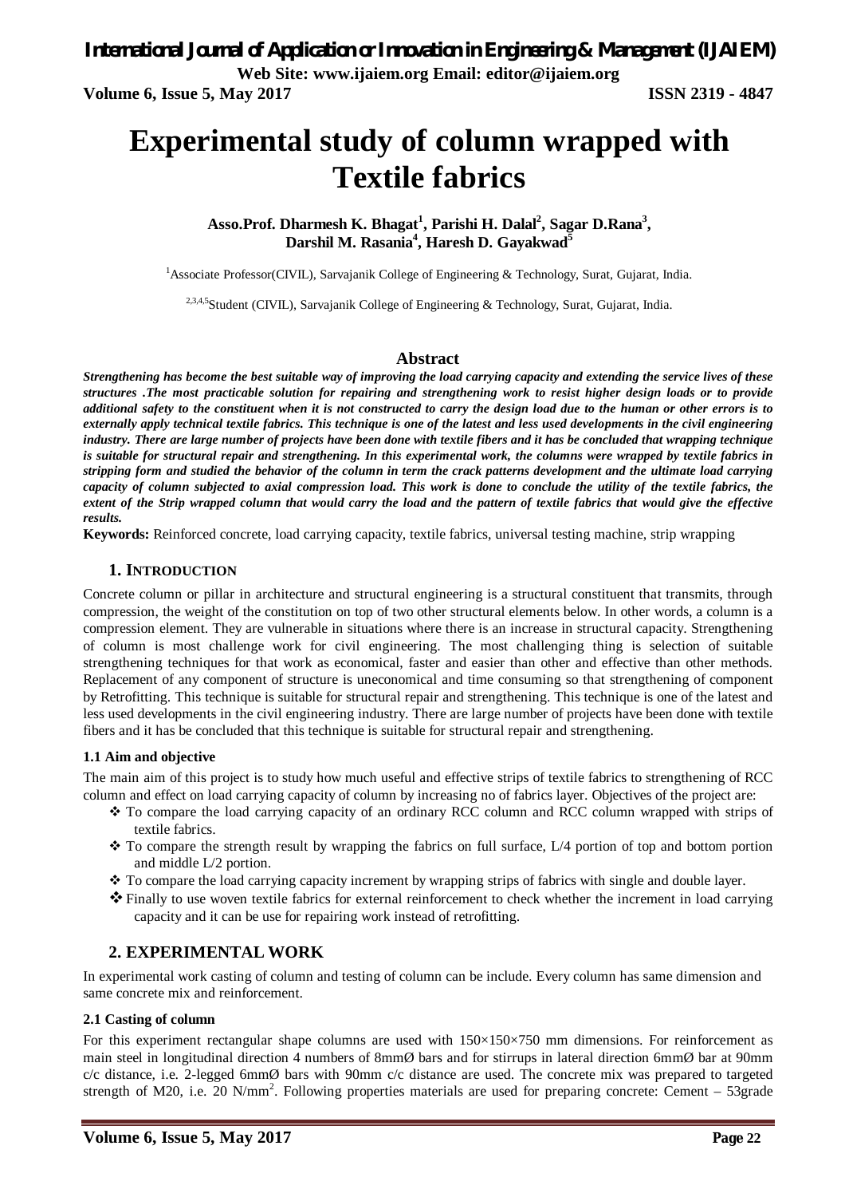# Experimental study of column wrapped with Textile fabrics

**Asso.Prof. Dharmesh K. Bhagat[1], Parishi H. Dalal[2], Sagar D.Rana[3], Darshil M. Rasania[4], Haresh D. Gayakwad[5]**

[1]Associate Professor(CIVIL), Sarvajanik College of Engineering & Technology, Surat, Gujarat, India.

[2,3,4,5]Student (CIVIL), Sarvajanik College of Engineering & Technology, Surat, Gujarat, India.

## Abstract

***Strengthening has become the best suitable way of improving the load carrying capacity and extending the service lives of these structures .The most practicable solution for repairing and strengthening work to resist higher design loads or to provide additional safety to the constituent when it is not constructed to carry the design load due to the human or other errors is to externally apply technical textile fabrics. This technique is one of the latest and less used developments in the civil engineering industry. There are large number of projects have been done with textile fibers and it has be concluded that wrapping technique is suitable for structural repair and strengthening. In this experimental work, the columns were wrapped by textile fabrics in stripping form and studied the behavior of the column in term the crack patterns development and the ultimate load carrying capacity of column subjected to axial compression load. This work is done to conclude the utility of the textile fabrics, the extent of the Strip wrapped column that would carry the load and the pattern of textile fabrics that would give the effective results.***

**Keywords:** Reinforced concrete, load carrying capacity, textile fabrics, universal testing machine, strip wrapping

## 1. INTRODUCTION

Concrete column or pillar in architecture and structural engineering is a structural constituent that transmits, through compression, the weight of the constitution on top of two other structural elements below. In other words, a column is a compression element. They are vulnerable in situations where there is an increase in structural capacity. Strengthening of column is most challenge work for civil engineering. The most challenging thing is selection of suitable strengthening techniques for that work as economical, faster and easier than other and effective than other methods. Replacement of any component of structure is uneconomical and time consuming so that strengthening of component by Retrofitting. This technique is suitable for structural repair and strengthening. This technique is one of the latest and less used developments in the civil engineering industry. There are large number of projects have been done with textile fibers and it has be concluded that this technique is suitable for structural repair and strengthening.

### 1.1 Aim and objective

The main aim of this project is to study how much useful and effective strips of textile fabrics to strengthening of RCC column and effect on load carrying capacity of column by increasing no of fabrics layer. Objectives of the project are:

- To compare the load carrying capacity of an ordinary RCC column and RCC column wrapped with strips of textile fabrics.
- To compare the strength result by wrapping the fabrics on full surface, L/4 portion of top and bottom portion and middle L/2 portion.
- To compare the load carrying capacity increment by wrapping strips of fabrics with single and double layer.
- Finally to use woven textile fabrics for external reinforcement to check whether the increment in load carrying capacity and it can be use for repairing work instead of retrofitting.

## 2. EXPERIMENTAL WORK

In experimental work casting of column and testing of column can be include. Every column has same dimension and same concrete mix and reinforcement.

### 2.1 Casting of column

For this experiment rectangular shape columns are used with 150×150×750 mm dimensions. For reinforcement as main steel in longitudinal direction 4 numbers of 8mmØ bars and for stirrups in lateral direction 6mmØ bar at 90mm c/c distance, i.e. 2-legged 6mmØ bars with 90mm c/c distance are used. The concrete mix was prepared to targeted strength of M20, i.e. 20 N/mm$^2$. Following properties materials are used for preparing concrete: Cement – 53grade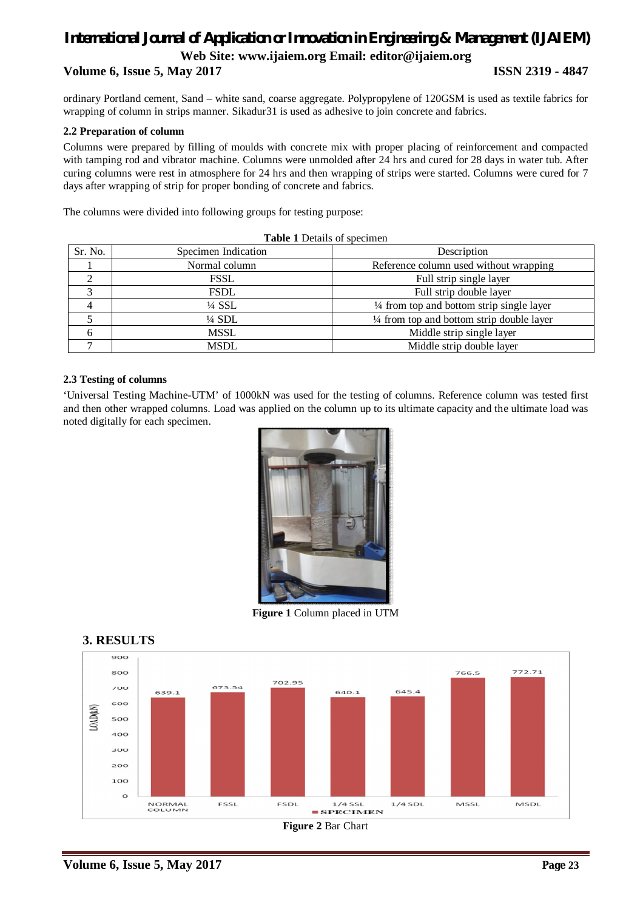ordinary Portland cement, Sand – white sand, coarse aggregate. Polypropylene of 120GSM is used as textile fabrics for wrapping of column in strips manner. Sikadur31 is used as adhesive to join concrete and fabrics.

### 2.2 Preparation of column

Columns were prepared by filling of moulds with concrete mix with proper placing of reinforcement and compacted with tamping rod and vibrator machine. Columns were unmolded after 24 hrs and cured for 28 days in water tub. After curing columns were rest in atmosphere for 24 hrs and then wrapping of strips were started. Columns were cured for 7 days after wrapping of strip for proper bonding of concrete and fabrics.

The columns were divided into following groups for testing purpose:

**Table 1** Details of specimen

| Sr. No. | Specimen Indication | Description |
|---|---|---|
| 1 | Normal column | Reference column used without wrapping |
| 2 | FSSL | Full strip single layer |
| 3 | FSDL | Full strip double layer |
| 4 | ¼ SSL | ¼ from top and bottom strip single layer |
| 5 | ¼ SDL | ¼ from top and bottom strip double layer |
| 6 | MSSL | Middle strip single layer |
| 7 | MSDL | Middle strip double layer |

### 2.3 Testing of columns

'Universal Testing Machine-UTM' of 1000kN was used for the testing of columns. Reference column was tested first and then other wrapped columns. Load was applied on the column up to its ultimate capacity and the ultimate load was noted digitally for each specimen.

**Figure 1** Column placed in UTM

## 3. RESULTS

**Figure 2** Bar Chart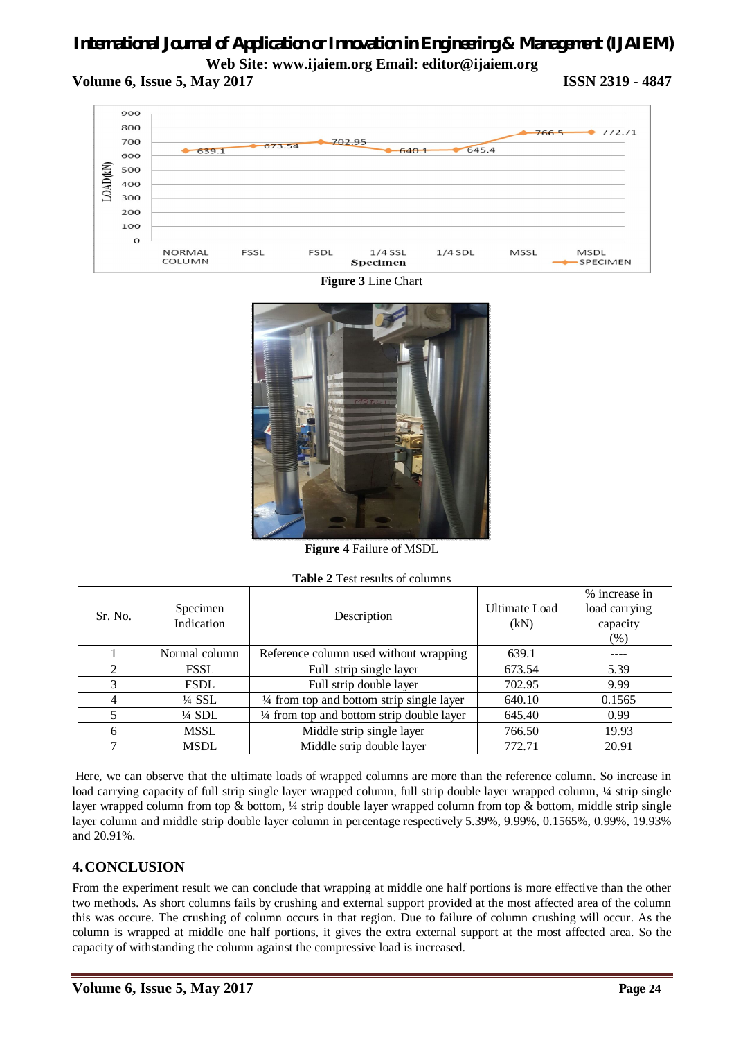**Figure 3** Line Chart

**Figure 4** Failure of MSDL

**Table 2** Test results of columns

| Sr. No. | Specimen Indication | Description | Ultimate Load (kN) | % increase in load carrying capacity (%) |
|---|---|---|---|---|
| 1 | Normal column | Reference column used without wrapping | 639.1 | ---- |
| 2 | FSSL | Full strip single layer | 673.54 | 5.39 |
| 3 | FSDL | Full strip double layer | 702.95 | 9.99 |
| 4 | ¼ SSL | ¼ from top and bottom strip single layer | 640.10 | 0.1565 |
| 5 | ¼ SDL | ¼ from top and bottom strip double layer | 645.40 | 0.99 |
| 6 | MSSL | Middle strip single layer | 766.50 | 19.93 |
| 7 | MSDL | Middle strip double layer | 772.71 | 20.91 |

Here, we can observe that the ultimate loads of wrapped columns are more than the reference column. So increase in load carrying capacity of full strip single layer wrapped column, full strip double layer wrapped column, ¼ strip single layer wrapped column from top & bottom, ¼ strip double layer wrapped column from top & bottom, middle strip single layer column and middle strip double layer column in percentage respectively 5.39%, 9.99%, 0.1565%, 0.99%, 19.93% and 20.91%.

## 4. CONCLUSION

From the experiment result we can conclude that wrapping at middle one half portions is more effective than the other two methods. As short columns fails by crushing and external support provided at the most affected area of the column this was occure. The crushing of column occurs in that region. Due to failure of column crushing will occur. As the column is wrapped at middle one half portions, it gives the extra external support at the most affected area. So the capacity of withstanding the column against the compressive load is increased.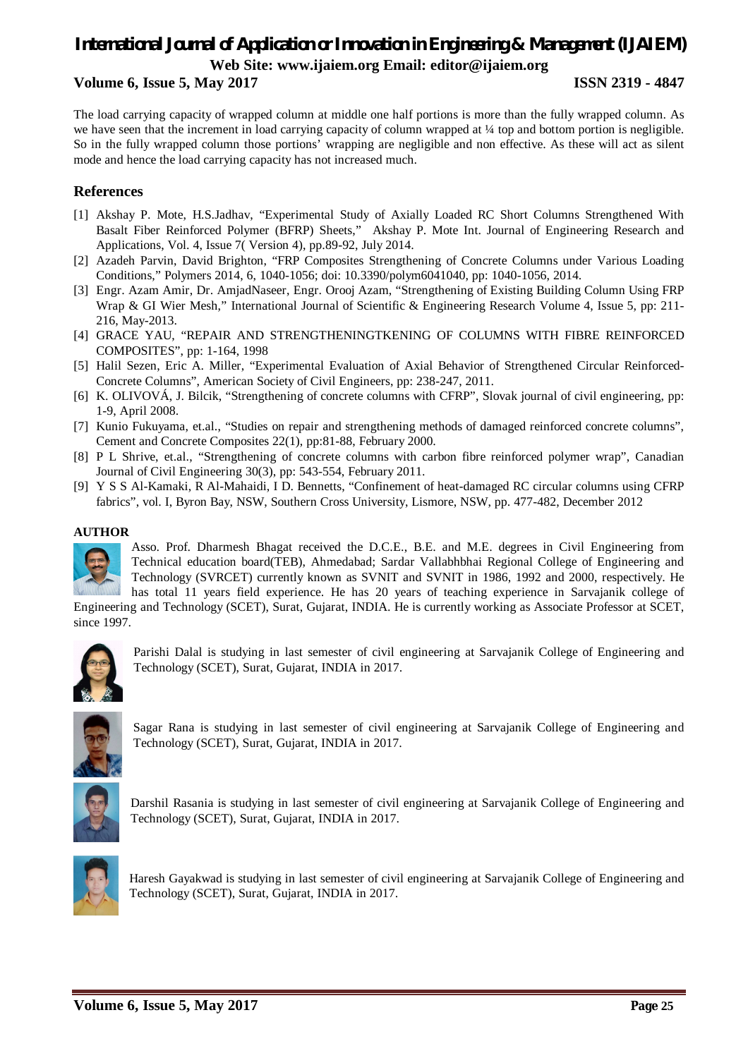The load carrying capacity of wrapped column at middle one half portions is more than the fully wrapped column. As we have seen that the increment in load carrying capacity of column wrapped at ¼ top and bottom portion is negligible. So in the fully wrapped column those portions' wrapping are negligible and non effective. As these will act as silent mode and hence the load carrying capacity has not increased much.

## References

[1] Akshay P. Mote, H.S.Jadhav, "Experimental Study of Axially Loaded RC Short Columns Strengthened With Basalt Fiber Reinforced Polymer (BFRP) Sheets," Akshay P. Mote Int. Journal of Engineering Research and Applications, Vol. 4, Issue 7( Version 4), pp.89-92, July 2014.

[2] Azadeh Parvin, David Brighton, "FRP Composites Strengthening of Concrete Columns under Various Loading Conditions," Polymers 2014, 6, 1040-1056; doi: 10.3390/polym6041040, pp: 1040-1056, 2014.

[3] Engr. Azam Amir, Dr. AmjadNaseer, Engr. Orooj Azam, "Strengthening of Existing Building Column Using FRP Wrap & GI Wier Mesh," International Journal of Scientific & Engineering Research Volume 4, Issue 5, pp: 211-216, May-2013.

[4] GRACE YAU, "REPAIR AND STRENGTHENINGTKENING OF COLUMNS WITH FIBRE REINFORCED COMPOSITES", pp: 1-164, 1998

[5] Halil Sezen, Eric A. Miller, "Experimental Evaluation of Axial Behavior of Strengthened Circular Reinforced-Concrete Columns", American Society of Civil Engineers, pp: 238-247, 2011.

[6] K. OLIVOVÁ, J. Bilcik, "Strengthening of concrete columns with CFRP", Slovak journal of civil engineering, pp: 1-9, April 2008.

[7] Kunio Fukuyama, et.al., "Studies on repair and strengthening methods of damaged reinforced concrete columns", Cement and Concrete Composites 22(1), pp:81-88, February 2000.

[8] P L Shrive, et.al., "Strengthening of concrete columns with carbon fibre reinforced polymer wrap", Canadian Journal of Civil Engineering 30(3), pp: 543-554, February 2011.

[9] Y S S Al-Kamaki, R Al-Mahaidi, I D. Bennetts, "Confinement of heat-damaged RC circular columns using CFRP fabrics", vol. I, Byron Bay, NSW, Southern Cross University, Lismore, NSW, pp. 477-482, December 2012

**AUTHOR**

Asso. Prof. Dharmesh Bhagat received the D.C.E., B.E. and M.E. degrees in Civil Engineering from Technical education board(TEB), Ahmedabad; Sardar Vallabhbhai Regional College of Engineering and Technology (SVRCET) currently known as SVNIT and SVNIT in 1986, 1992 and 2000, respectively. He has total 11 years field experience. He has 20 years of teaching experience in Sarvajanik college of Engineering and Technology (SCET), Surat, Gujarat, INDIA. He is currently working as Associate Professor at SCET, since 1997.

Parishi Dalal is studying in last semester of civil engineering at Sarvajanik College of Engineering and Technology (SCET), Surat, Gujarat, INDIA in 2017.

Sagar Rana is studying in last semester of civil engineering at Sarvajanik College of Engineering and Technology (SCET), Surat, Gujarat, INDIA in 2017.

Darshil Rasania is studying in last semester of civil engineering at Sarvajanik College of Engineering and Technology (SCET), Surat, Gujarat, INDIA in 2017.

Haresh Gayakwad is studying in last semester of civil engineering at Sarvajanik College of Engineering and Technology (SCET), Surat, Gujarat, INDIA in 2017.